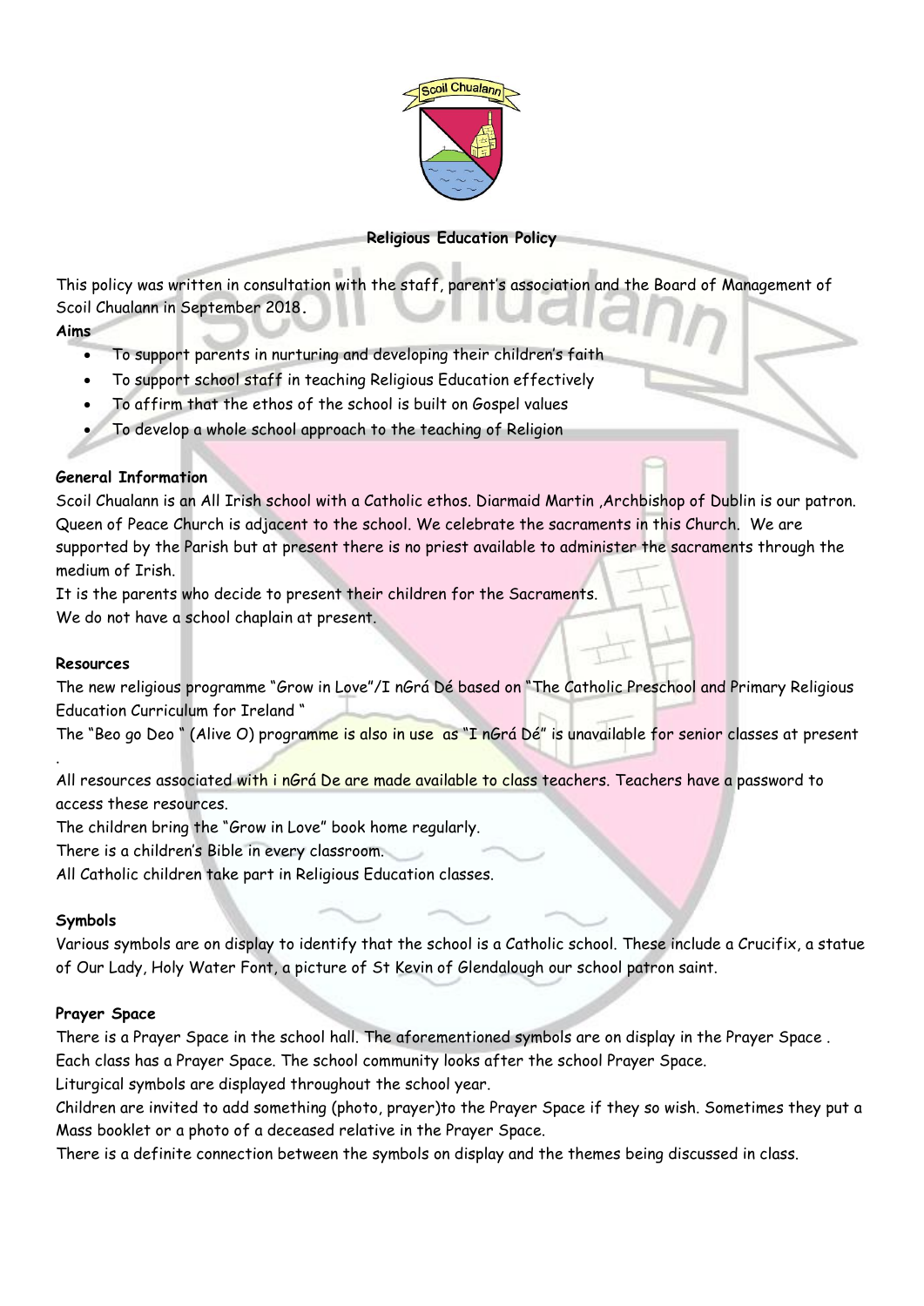**Religious Education Policy**

This policy was written in consultation with the staff, parent's association and the Board of Management of Scoil Chualann in September 2018.

**Aims**

- To support parents in nurturing and developing their children's faith
- To support school staff in teaching Religious Education effectively
- To affirm that the ethos of the school is built on Gospel values
- To develop a whole school approach to the teaching of Religion

**General Information**

Scoil Chualann is an All Irish school with a Catholic ethos. Diarmaid Martin ,Archbishop of Dublin is our patron. Queen of Peace Church is adjacent to the school. We celebrate the sacraments in this Church. We are supported by the Parish but at present there is no priest available to administer the sacraments through the medium of Irish.

It is the parents who decide to present their children for the Sacraments.

We do not have a school chaplain at present.

**Resources**

The new religious programme "Grow in Love"/I nGrá Dé based on "The Catholic Preschool and Primary Religious Education Curriculum for Ireland "

The "Beo go Deo " (Alive O) programme is also in use as "I nGrá Dé" is unavailable for senior classes at present .

All resources associated with i nGrá De are made available to class teachers. Teachers have a password to access these resources.

The children bring the "Grow in Love" book home regularly.

There is a children's Bible in every classroom.

All Catholic children take part in Religious Education classes.

**Symbols**

Various symbols are on display to identify that the school is a Catholic school. These include a Crucifix, a statue of Our Lady, Holy Water Font, a picture of St Kevin of Glendalough our school patron saint.

**Prayer Space**

There is a Prayer Space in the school hall. The aforementioned symbols are on display in the Prayer Space . Each class has a Prayer Space. The school community looks after the school Prayer Space.

Liturgical symbols are displayed throughout the school year.

Children are invited to add something (photo, prayer)to the Prayer Space if they so wish. Sometimes they put a Mass booklet or a photo of a deceased relative in the Prayer Space.

There is a definite connection between the symbols on display and the themes being discussed in class.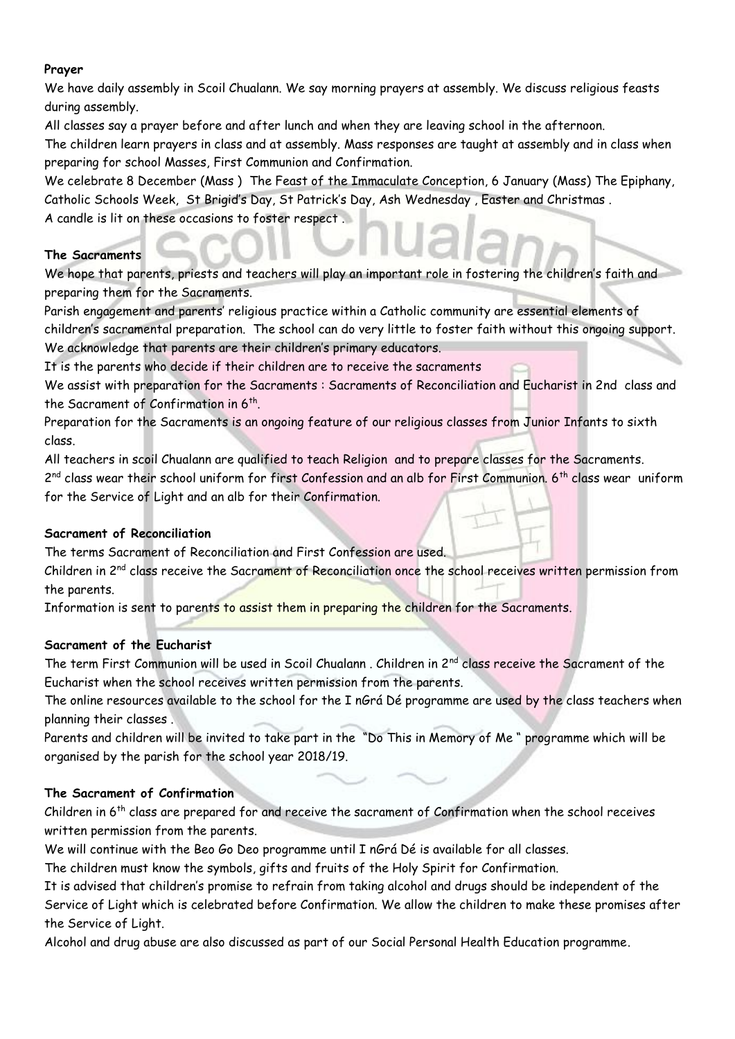**Prayer**

We have daily assembly in Scoil Chualann. We say morning prayers at assembly. We discuss religious feasts during assembly.

All classes say a prayer before and after lunch and when they are leaving school in the afternoon.

The children learn prayers in class and at assembly. Mass responses are taught at assembly and in class when preparing for school Masses, First Communion and Confirmation.

We celebrate 8 December (Mass ) The Feast of the Immaculate Conception, 6 January (Mass) The Epiphany, Catholic Schools Week, St Brigid's Day, St Patrick's Day, Ash Wednesday , Easter and Christmas .

A candle is lit on these occasions to foster respect .

**The Sacraments**

We hope that parents, priests and teachers will play an important role in fostering the children's faith and preparing them for the Sacraments.

Parish engagement and parents' religious practice within a Catholic community are essential elements of children's sacramental preparation. The school can do very little to foster faith without this ongoing support.

We acknowledge that parents are their children's primary educators.

It is the parents who decide if their children are to receive the sacraments

We assist with preparation for the Sacraments : Sacraments of Reconciliation and Eucharist in 2nd class and the Sacrament of Confirmation in 6th.

Preparation for the Sacraments is an ongoing feature of our religious classes from Junior Infants to sixth class.

All teachers in scoil Chualann are qualified to teach Religion and to prepare classes for the Sacraments.

2nd class wear their school uniform for first Confession and an alb for First Communion. 6th class wear uniform for the Service of Light and an alb for their Confirmation.

**Sacrament of Reconciliation**

The terms Sacrament of Reconciliation and First Confession are used.

Children in 2nd class receive the Sacrament of Reconciliation once the school receives written permission from the parents.

Information is sent to parents to assist them in preparing the children for the Sacraments.

**Sacrament of the Eucharist**

The term First Communion will be used in Scoil Chualann . Children in 2nd class receive the Sacrament of the Eucharist when the school receives written permission from the parents.

The online resources available to the school for the I nGrá Dé programme are used by the class teachers when planning their classes .

Parents and children will be invited to take part in the "Do This in Memory of Me " programme which will be organised by the parish for the school year 2018/19.

**The Sacrament of Confirmation**

Children in 6th class are prepared for and receive the sacrament of Confirmation when the school receives written permission from the parents.

We will continue with the Beo Go Deo programme until I nGrá Dé is available for all classes.

The children must know the symbols, gifts and fruits of the Holy Spirit for Confirmation.

It is advised that children's promise to refrain from taking alcohol and drugs should be independent of the Service of Light which is celebrated before Confirmation. We allow the children to make these promises after the Service of Light.

Alcohol and drug abuse are also discussed as part of our Social Personal Health Education programme.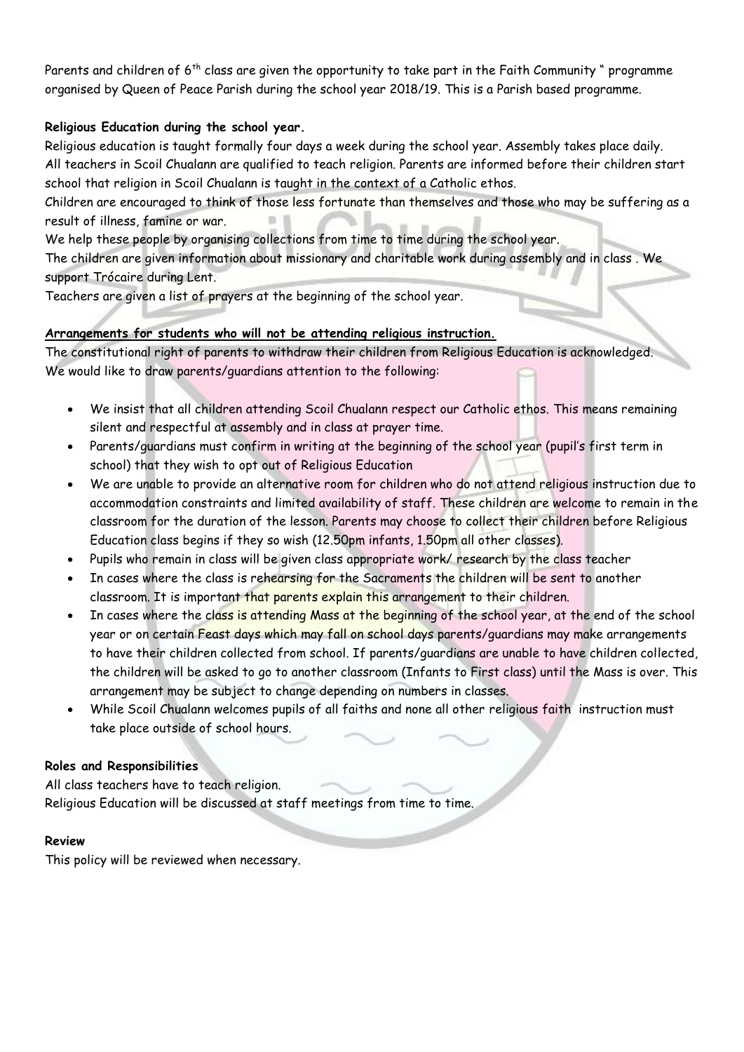Parents and children of 6th class are given the opportunity to take part in the Faith Community " programme organised by Queen of Peace Parish during the school year 2018/19. This is a Parish based programme.

**Religious Education during the school year.**

Religious education is taught formally four days a week during the school year. Assembly takes place daily.
All teachers in Scoil Chualann are qualified to teach religion. Parents are informed before their children start school that religion in Scoil Chualann is taught in the context of a Catholic ethos.
Children are encouraged to think of those less fortunate than themselves and those who may be suffering as a result of illness, famine or war.
We help these people by organising collections from time to time during the school year.
The children are given information about missionary and charitable work during assembly and in class . We support Trócaire during Lent.
Teachers are given a list of prayers at the beginning of the school year.

**Arrangements for students who will not be attending religious instruction.**

The constitutional right of parents to withdraw their children from Religious Education is acknowledged.
We would like to draw parents/guardians attention to the following:

- We insist that all children attending Scoil Chualann respect our Catholic ethos. This means remaining silent and respectful at assembly and in class at prayer time.
- Parents/guardians must confirm in writing at the beginning of the school year (pupil's first term in school) that they wish to opt out of Religious Education
- We are unable to provide an alternative room for children who do not attend religious instruction due to accommodation constraints and limited availability of staff. These children are welcome to remain in the classroom for the duration of the lesson. Parents may choose to collect their children before Religious Education class begins if they so wish (12.50pm infants, 1.50pm all other classes).
- Pupils who remain in class will be given class appropriate work/ research by the class teacher
- In cases where the class is rehearsing for the Sacraments the children will be sent to another classroom. It is important that parents explain this arrangement to their children.
- In cases where the class is attending Mass at the beginning of the school year, at the end of the school year or on certain Feast days which may fall on school days parents/guardians may make arrangements to have their children collected from school. If parents/guardians are unable to have children collected, the children will be asked to go to another classroom (Infants to First class) until the Mass is over. This arrangement may be subject to change depending on numbers in classes.
- While Scoil Chualann welcomes pupils of all faiths and none all other religious faith instruction must take place outside of school hours.

**Roles and Responsibilities**

All class teachers have to teach religion.
Religious Education will be discussed at staff meetings from time to time.

**Review**

This policy will be reviewed when necessary.